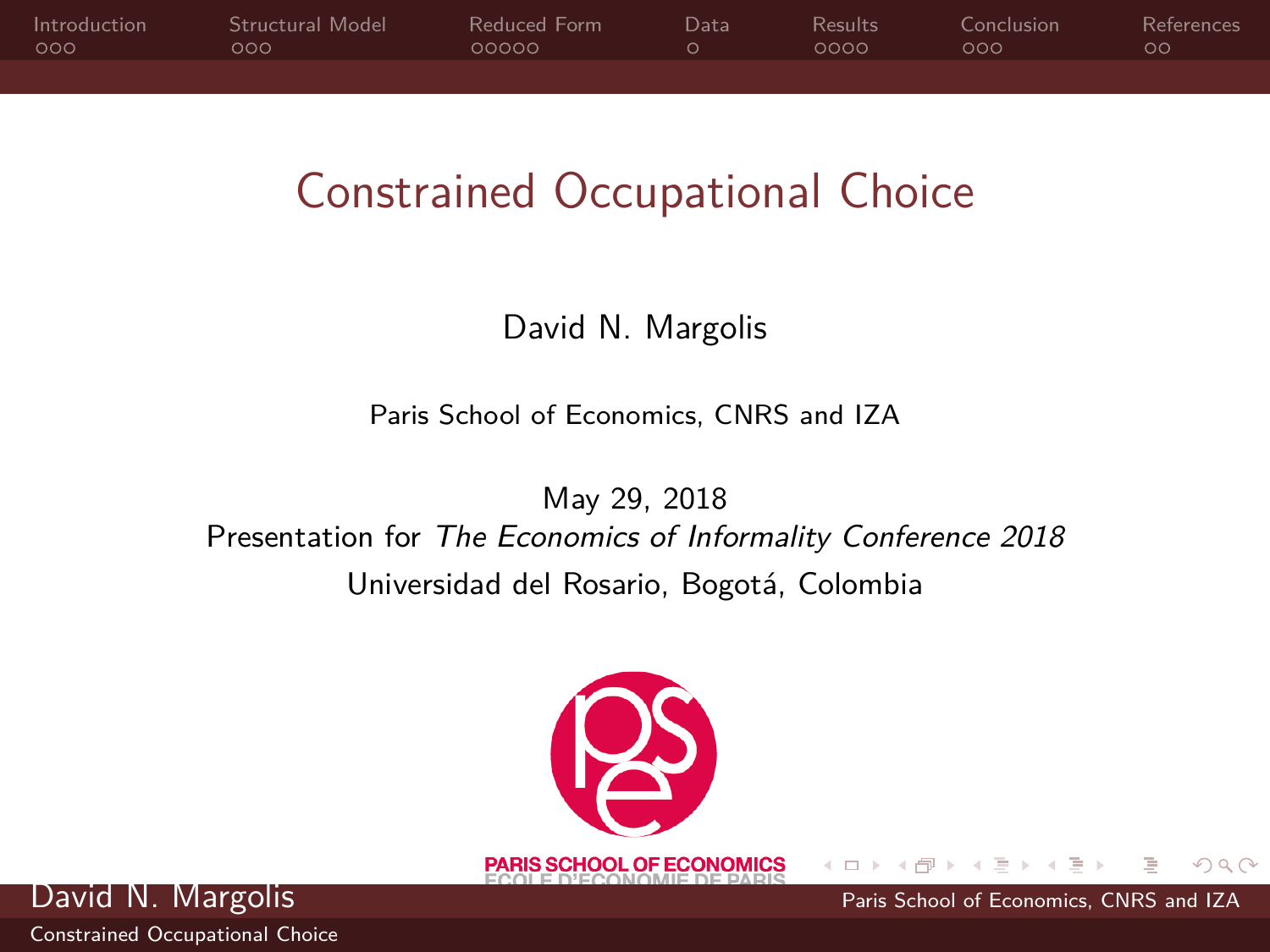# Constrained Occupational Choice

David N. Margolis

Paris School of Economics, CNRS and IZA

May 29, 2018

Presentation for *The Economics of Informality Conference 2018*

Universidad del Rosario, Bogotá, Colombia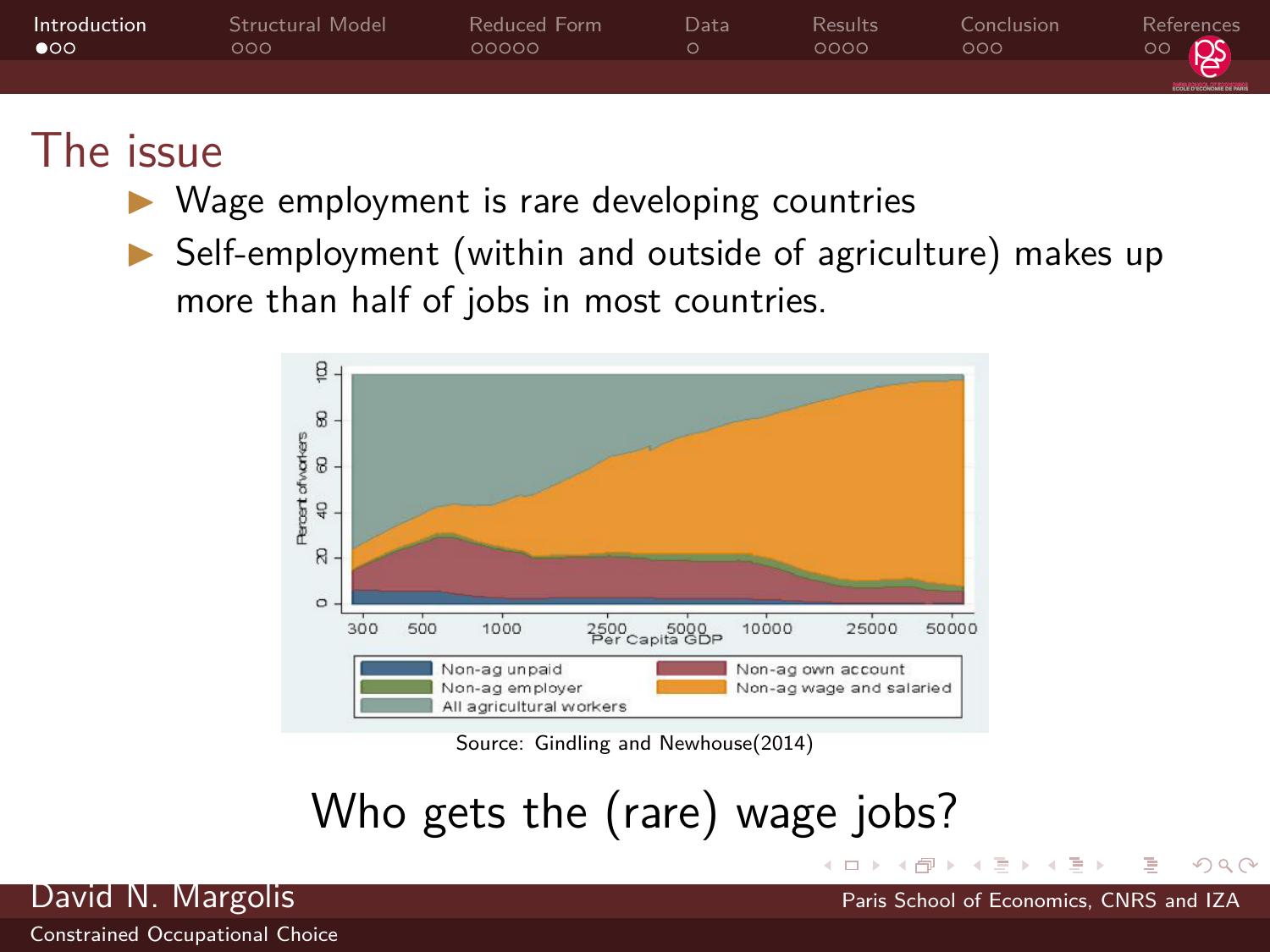## The issue

- Wage employment is rare developing countries
- Self-employment (within and outside of agriculture) makes up more than half of jobs in most countries.

Source: Gindling and Newhouse(2014)

Who gets the (rare) wage jobs?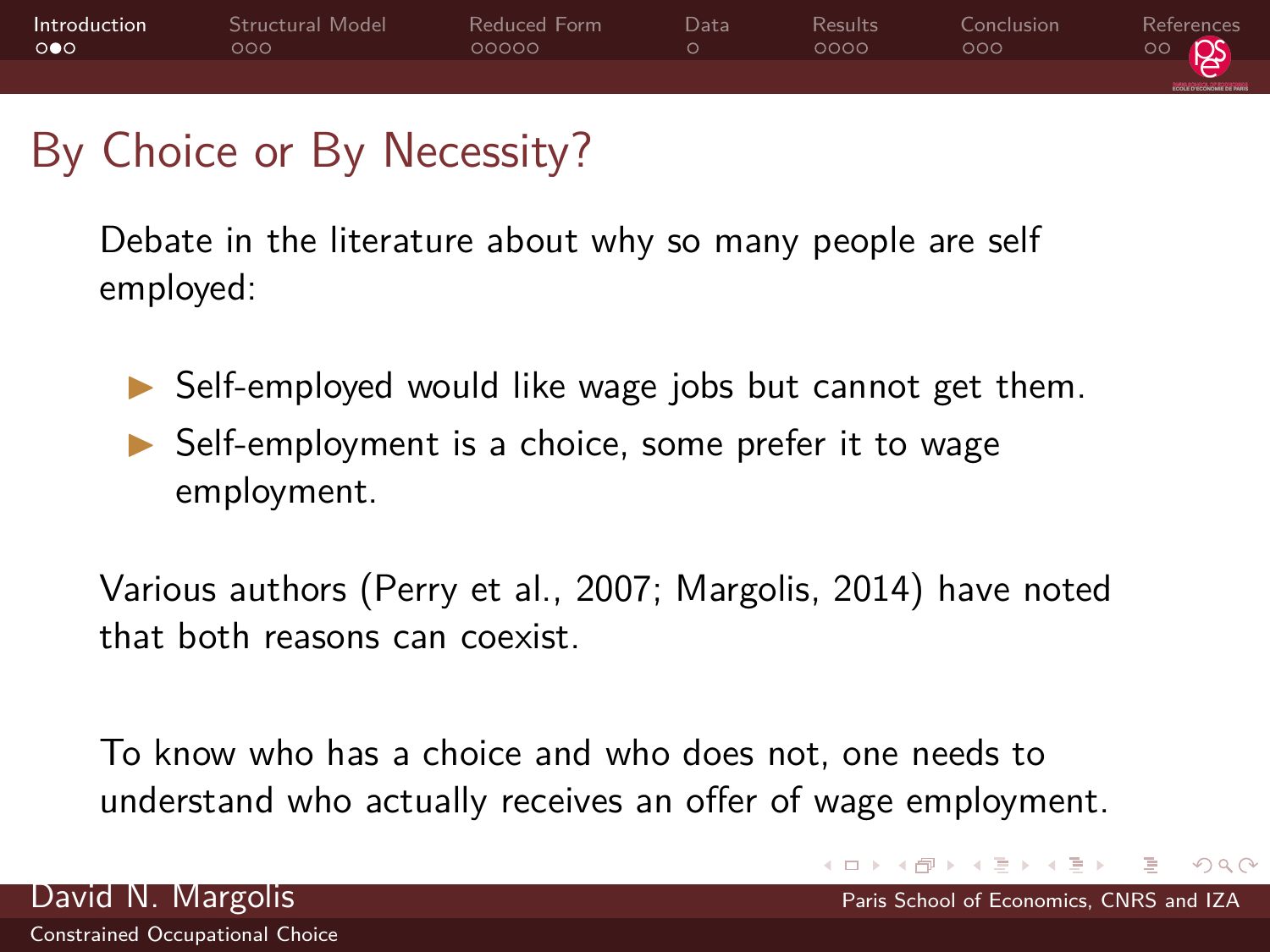## By Choice or By Necessity?

Debate in the literature about why so many people are self employed:

- Self-employed would like wage jobs but cannot get them.
- Self-employment is a choice, some prefer it to wage employment.

Various authors (Perry et al., 2007; Margolis, 2014) have noted that both reasons can coexist.

To know who has a choice and who does not, one needs to understand who actually receives an offer of wage employment.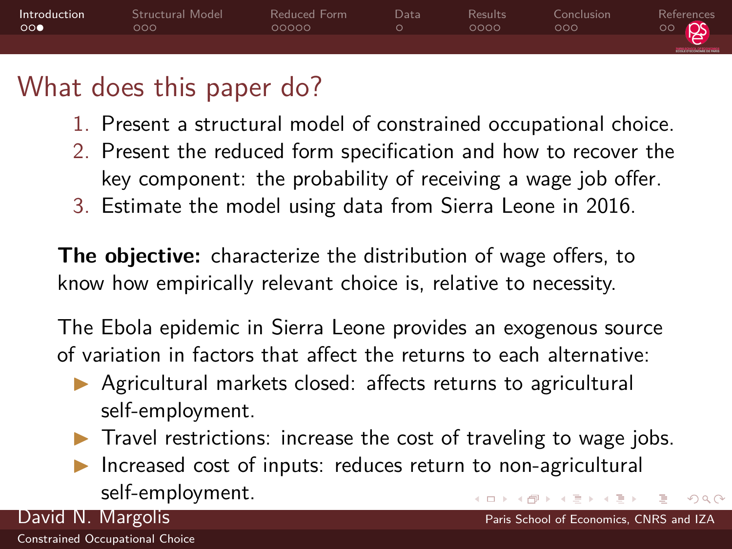# What does this paper do?

1. Present a structural model of constrained occupational choice.
2. Present the reduced form specification and how to recover the key component: the probability of receiving a wage job offer.
3. Estimate the model using data from Sierra Leone in 2016.

**The objective:** characterize the distribution of wage offers, to know how empirically relevant choice is, relative to necessity.

The Ebola epidemic in Sierra Leone provides an exogenous source of variation in factors that affect the returns to each alternative:

- Agricultural markets closed: affects returns to agricultural self-employment.
- Travel restrictions: increase the cost of traveling to wage jobs.
- Increased cost of inputs: reduces return to non-agricultural self-employment.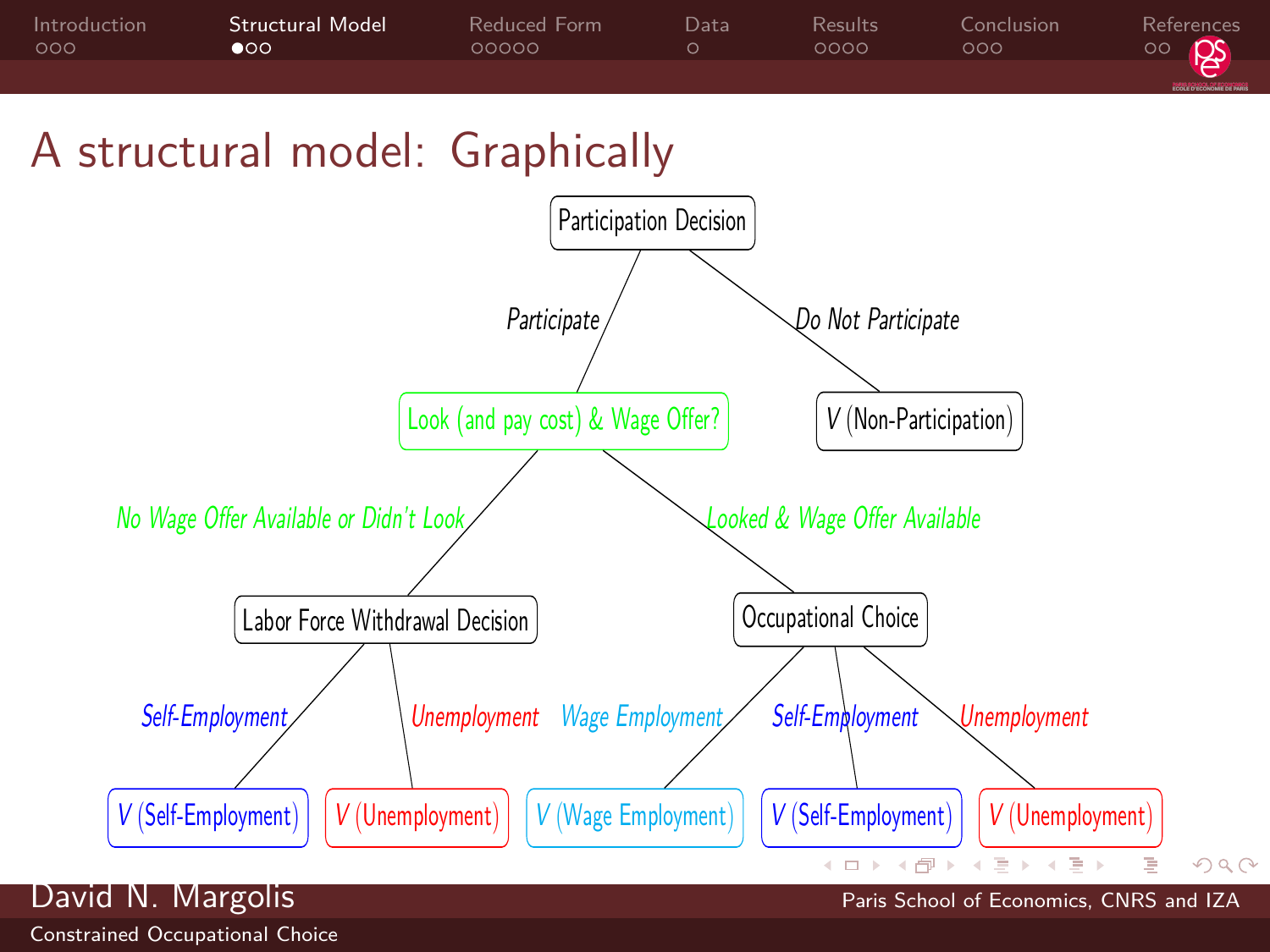# A structural model: Graphically

- **Participation Decision**
  - *Participate* → **Look (and pay cost) & Wage Offer?**
    - *No Wage Offer Available or Didn't Look* → **Labor Force Withdrawal Decision**
      - *Self-Employment* → $V$ (Self-Employment)
      - *Unemployment* → $V$ (Unemployment)
    - *Looked & Wage Offer Available* → **Occupational Choice**
      - *Wage Employment* → $V$ (Wage Employment)
      - *Self-Employment* → $V$ (Self-Employment)
      - *Unemployment* → $V$ (Unemployment)
  - *Do Not Participate* → $V$ (Non-Participation)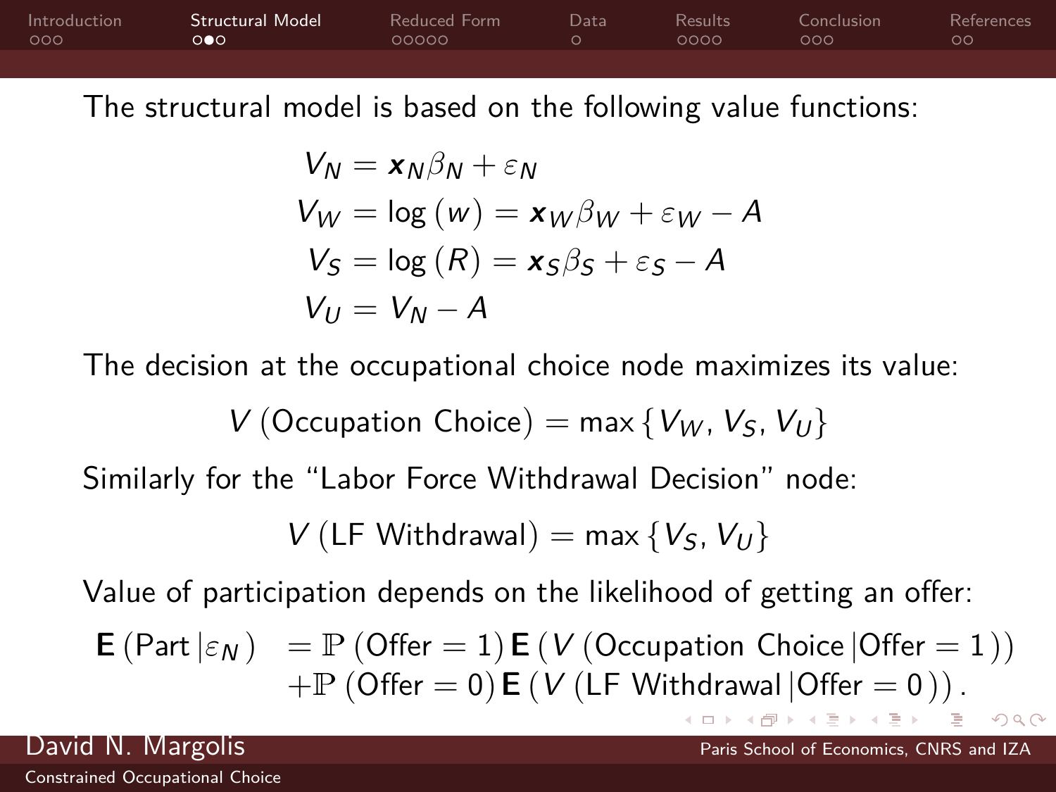The structural model is based on the following value functions:

$$
\begin{aligned}
V_N &= \boldsymbol{x}_N \beta_N + \varepsilon_N \\
V_W &= \log(w) = \boldsymbol{x}_W \beta_W + \varepsilon_W - A \\
V_S &= \log(R) = \boldsymbol{x}_S \beta_S + \varepsilon_S - A \\
V_U &= V_N - A
\end{aligned}
$$

The decision at the occupational choice node maximizes its value:

$$
V(\text{Occupation Choice}) = \max\{V_W, V_S, V_U\}
$$

Similarly for the "Labor Force Withdrawal Decision" node:

$$
V(\text{LF Withdrawal}) = \max\{V_S, V_U\}
$$

Value of participation depends on the likelihood of getting an offer:

$$
\begin{aligned}
\mathbf{E}(\text{Part}\,|\varepsilon_N) &= \mathbb{P}(\text{Offer}=1)\,\mathbf{E}(V(\text{Occupation Choice}\,|\text{Offer}=1)) \\
&\quad + \mathbb{P}(\text{Offer}=0)\,\mathbf{E}(V(\text{LF Withdrawal}\,|\text{Offer}=0)).
\end{aligned}
$$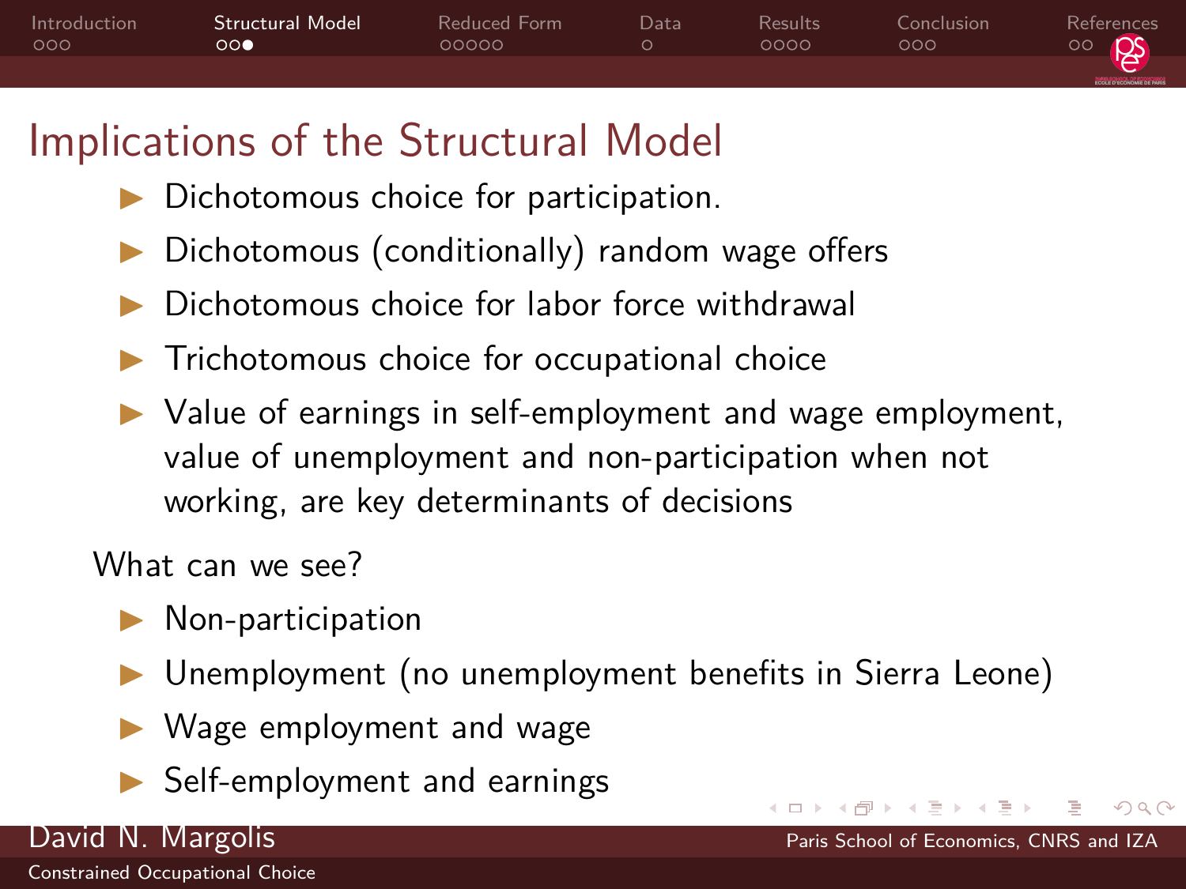# Implications of the Structural Model

- Dichotomous choice for participation.
- Dichotomous (conditionally) random wage offers
- Dichotomous choice for labor force withdrawal
- Trichotomous choice for occupational choice
- Value of earnings in self-employment and wage employment, value of unemployment and non-participation when not working, are key determinants of decisions

What can we see?

- Non-participation
- Unemployment (no unemployment benefits in Sierra Leone)
- Wage employment and wage
- Self-employment and earnings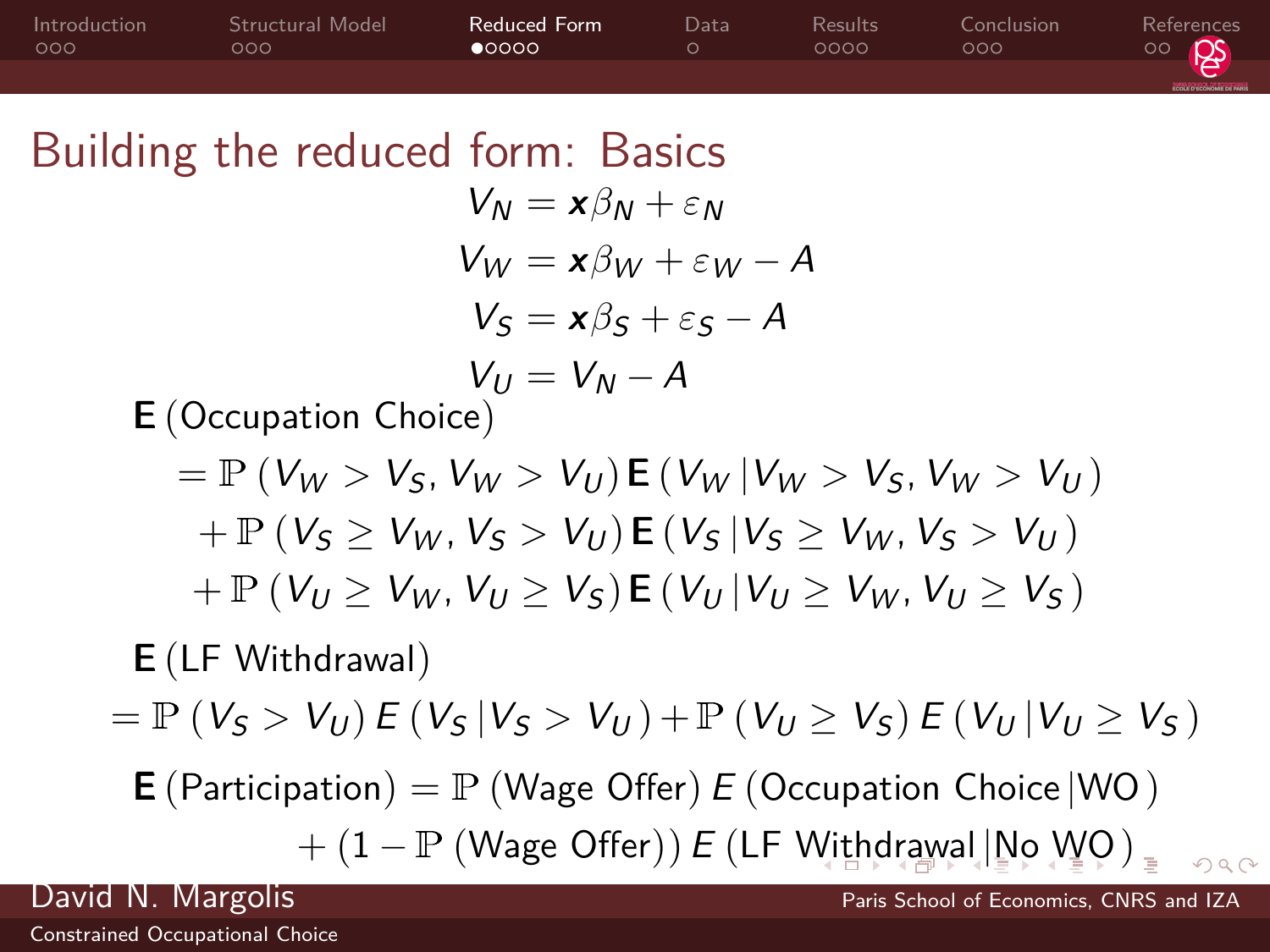# Building the reduced form: Basics

$$V_N = \boldsymbol{x}\beta_N + \varepsilon_N$$

$$V_W = \boldsymbol{x}\beta_W + \varepsilon_W - A$$

$$V_S = \boldsymbol{x}\beta_S + \varepsilon_S - A$$

$$V_U = V_N - A$$

$\mathbf{E}$ (Occupation Choice)

$$= \mathbb{P}\left(V_W > V_S, V_W > V_U\right) \mathbf{E}\left(V_W \middle| V_W > V_S, V_W > V_U\right)$$
$$+ \mathbb{P}\left(V_S \geq V_W, V_S > V_U\right) \mathbf{E}\left(V_S \middle| V_S \geq V_W, V_S > V_U\right)$$
$$+ \mathbb{P}\left(V_U \geq V_W, V_U \geq V_S\right) \mathbf{E}\left(V_U \middle| V_U \geq V_W, V_U \geq V_S\right)$$

$\mathbf{E}$ (LF Withdrawal)

$$= \mathbb{P}\left(V_S > V_U\right) E\left(V_S \middle| V_S > V_U\right) + \mathbb{P}\left(V_U \geq V_S\right) E\left(V_U \middle| V_U \geq V_S\right)$$

$$\mathbf{E}\left(\text{Participation}\right) = \mathbb{P}\left(\text{Wage Offer}\right) E\left(\text{Occupation Choice} \middle| \text{WO}\right)$$
$$+ \left(1 - \mathbb{P}\left(\text{Wage Offer}\right)\right) E\left(\text{LF Withdrawal} \middle| \text{No WO}\right)$$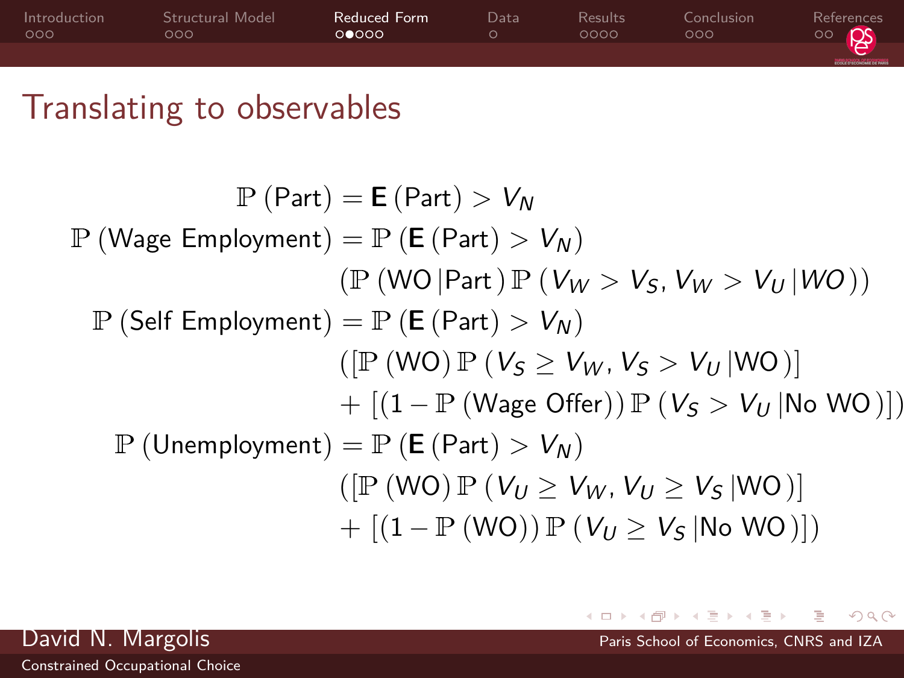# Translating to observables

$$
\begin{aligned}
\mathbb{P}(\text{Part}) &= \mathbf{E}(\text{Part}) > V_N \\
\mathbb{P}(\text{Wage Employment}) &= \mathbb{P}(\mathbf{E}(\text{Part}) > V_N) \\
&\quad (\mathbb{P}(\text{WO} \,|\text{Part})\, \mathbb{P}(V_W > V_S, V_W > V_U \,| WO)) \\
\mathbb{P}(\text{Self Employment}) &= \mathbb{P}(\mathbf{E}(\text{Part}) > V_N) \\
&\quad ([\mathbb{P}(\text{WO})\, \mathbb{P}(V_S \geq V_W, V_S > V_U \,|\text{WO})] \\
&\quad + [(1 - \mathbb{P}(\text{Wage Offer}))\, \mathbb{P}(V_S > V_U \,|\text{No WO})]) \\
\mathbb{P}(\text{Unemployment}) &= \mathbb{P}(\mathbf{E}(\text{Part}) > V_N) \\
&\quad ([\mathbb{P}(\text{WO})\, \mathbb{P}(V_U \geq V_W, V_U \geq V_S \,|\text{WO})] \\
&\quad + [(1 - \mathbb{P}(\text{WO}))\, \mathbb{P}(V_U \geq V_S \,|\text{No WO})])
\end{aligned}
$$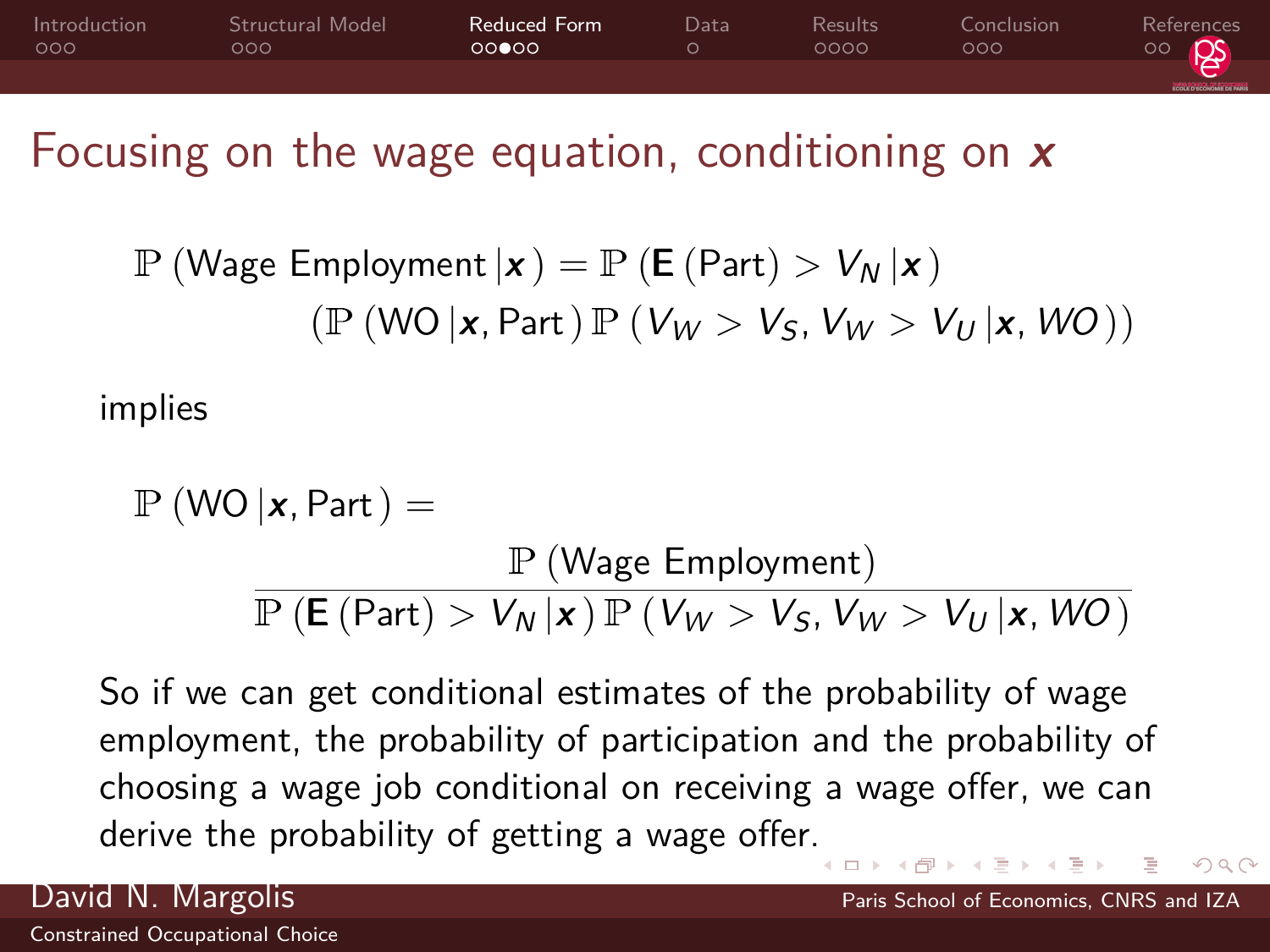# Focusing on the wage equation, conditioning on $\boldsymbol{x}$

$$\mathbb{P}\left(\text{Wage Employment}\,|\boldsymbol{x}\right) = \mathbb{P}\left(\mathbf{E}\left(\text{Part}\right) > V_N\,|\boldsymbol{x}\right)$$
$$\left(\mathbb{P}\left(\text{WO}\,|\boldsymbol{x}, \text{Part}\right)\mathbb{P}\left(V_W > V_S, V_W > V_U\,|\boldsymbol{x}, WO\right)\right)$$

implies

$$\mathbb{P}\left(\text{WO}\,|\boldsymbol{x}, \text{Part}\right) = \frac{\mathbb{P}\left(\text{Wage Employment}\right)}{\mathbb{P}\left(\mathbf{E}\left(\text{Part}\right) > V_N\,|\boldsymbol{x}\right)\mathbb{P}\left(V_W > V_S, V_W > V_U\,|\boldsymbol{x}, WO\right)}$$

So if we can get conditional estimates of the probability of wage employment, the probability of participation and the probability of choosing a wage job conditional on receiving a wage offer, we can derive the probability of getting a wage offer.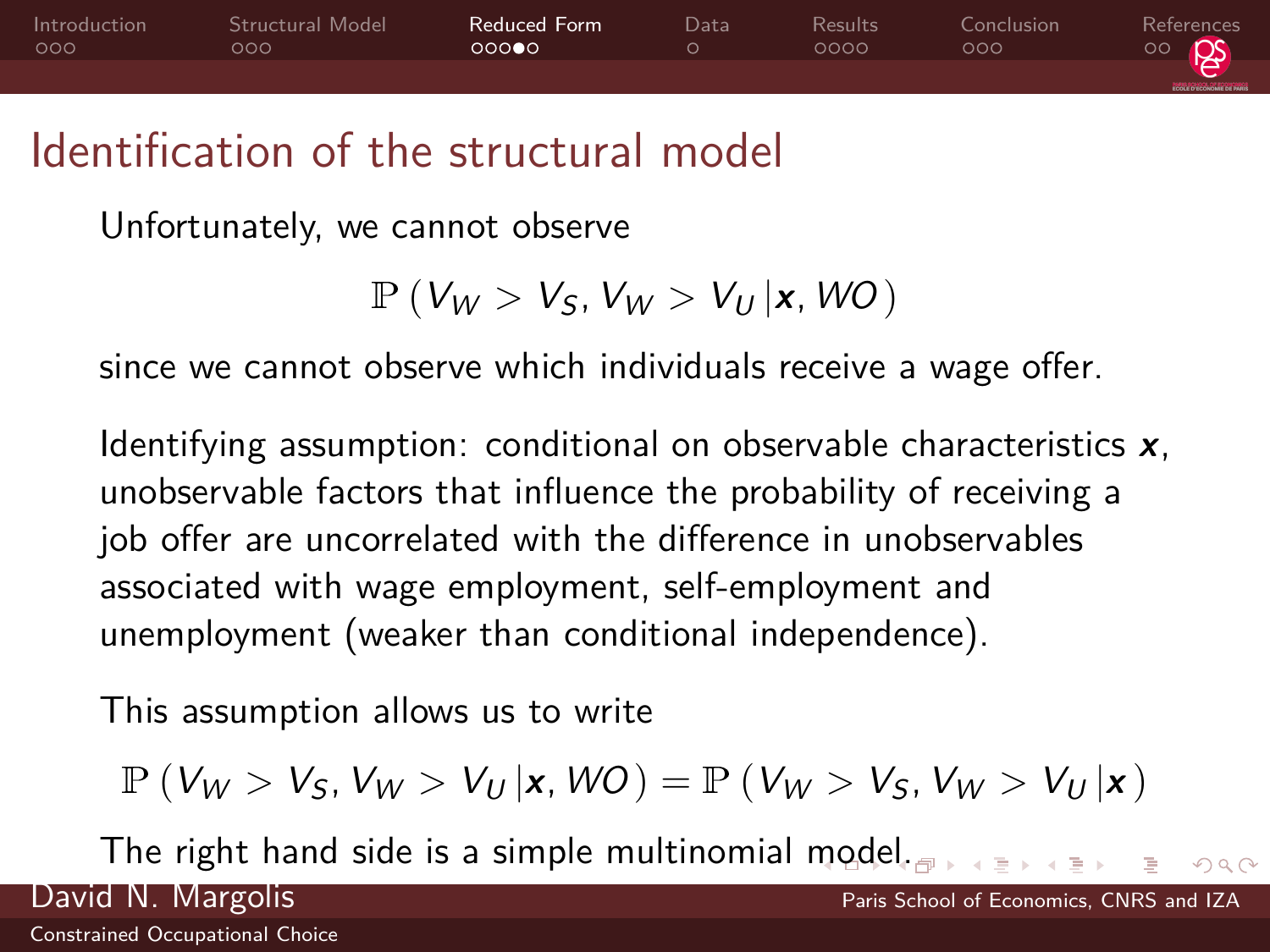# Identification of the structural model

Unfortunately, we cannot observe

$$\mathbb{P}\left(V_W > V_S, V_W > V_U \,|\boldsymbol{x}, WO\right)$$

since we cannot observe which individuals receive a wage offer.

Identifying assumption: conditional on observable characteristics $\boldsymbol{x}$, unobservable factors that influence the probability of receiving a job offer are uncorrelated with the difference in unobservables associated with wage employment, self-employment and unemployment (weaker than conditional independence).

This assumption allows us to write

$$\mathbb{P}\left(V_W > V_S, V_W > V_U \,|\boldsymbol{x}, WO\right) = \mathbb{P}\left(V_W > V_S, V_W > V_U \,|\boldsymbol{x}\right)$$

The right hand side is a simple multinomial model.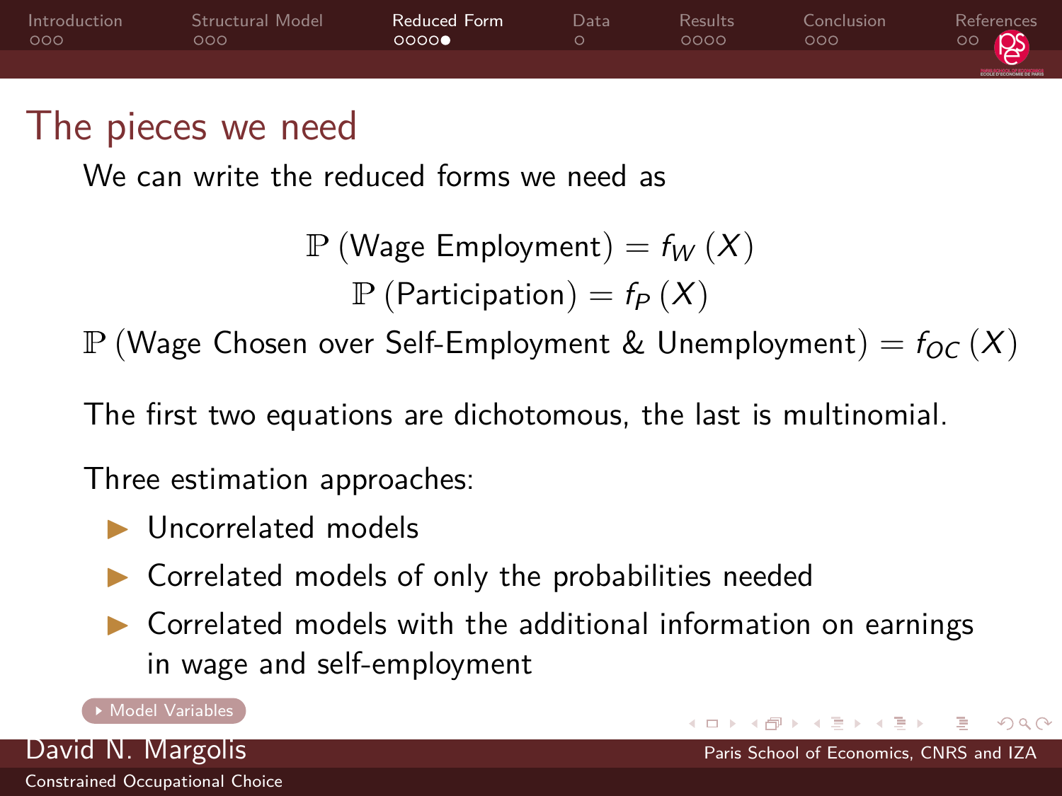# The pieces we need

We can write the reduced forms we need as

$$\mathbb{P}\left(\text{Wage Employment}\right) = f_W\left(X\right)$$
$$\mathbb{P}\left(\text{Participation}\right) = f_P\left(X\right)$$
$$\mathbb{P}\left(\text{Wage Chosen over Self-Employment \& Unemployment}\right) = f_{OC}\left(X\right)$$

The first two equations are dichotomous, the last is multinomial.

Three estimation approaches:

- Uncorrelated models
- Correlated models of only the probabilities needed
- Correlated models with the additional information on earnings in wage and self-employment

Model Variables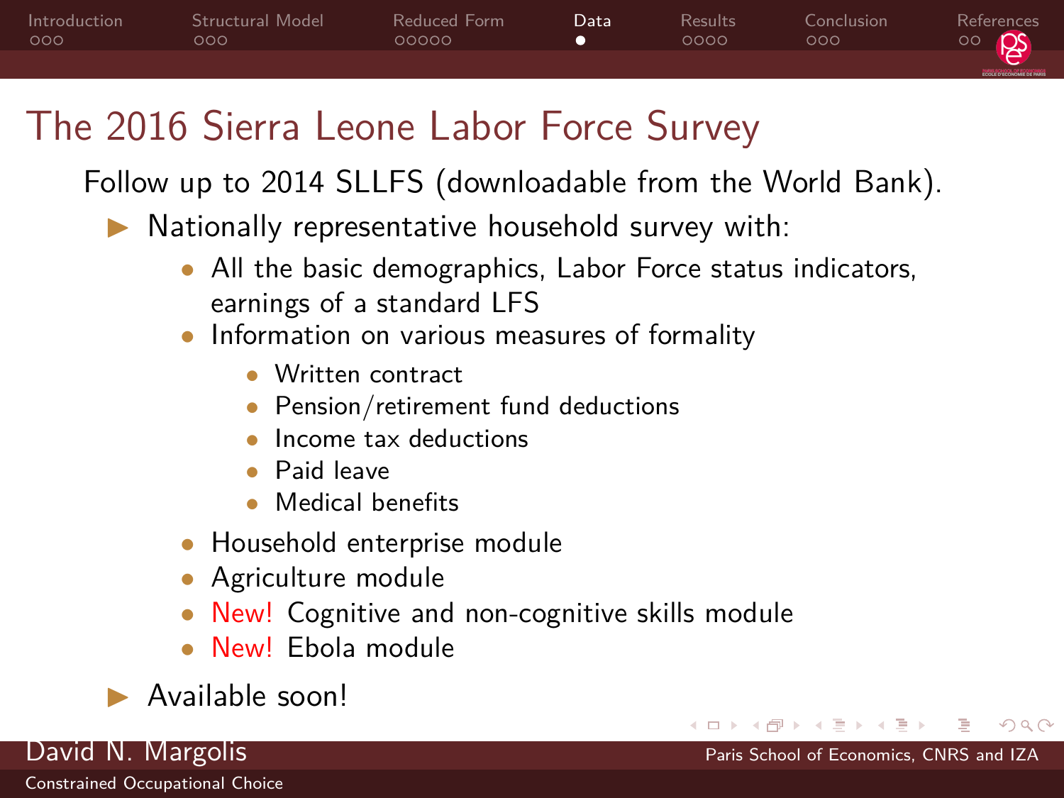# The 2016 Sierra Leone Labor Force Survey

Follow up to 2014 SLLFS (downloadable from the World Bank).

- Nationally representative household survey with:
  - All the basic demographics, Labor Force status indicators, earnings of a standard LFS
  - Information on various measures of formality
    - Written contract
    - Pension/retirement fund deductions
    - Income tax deductions
    - Paid leave
    - Medical benefits
  - Household enterprise module
  - Agriculture module
  - New! Cognitive and non-cognitive skills module
  - New! Ebola module
- Available soon!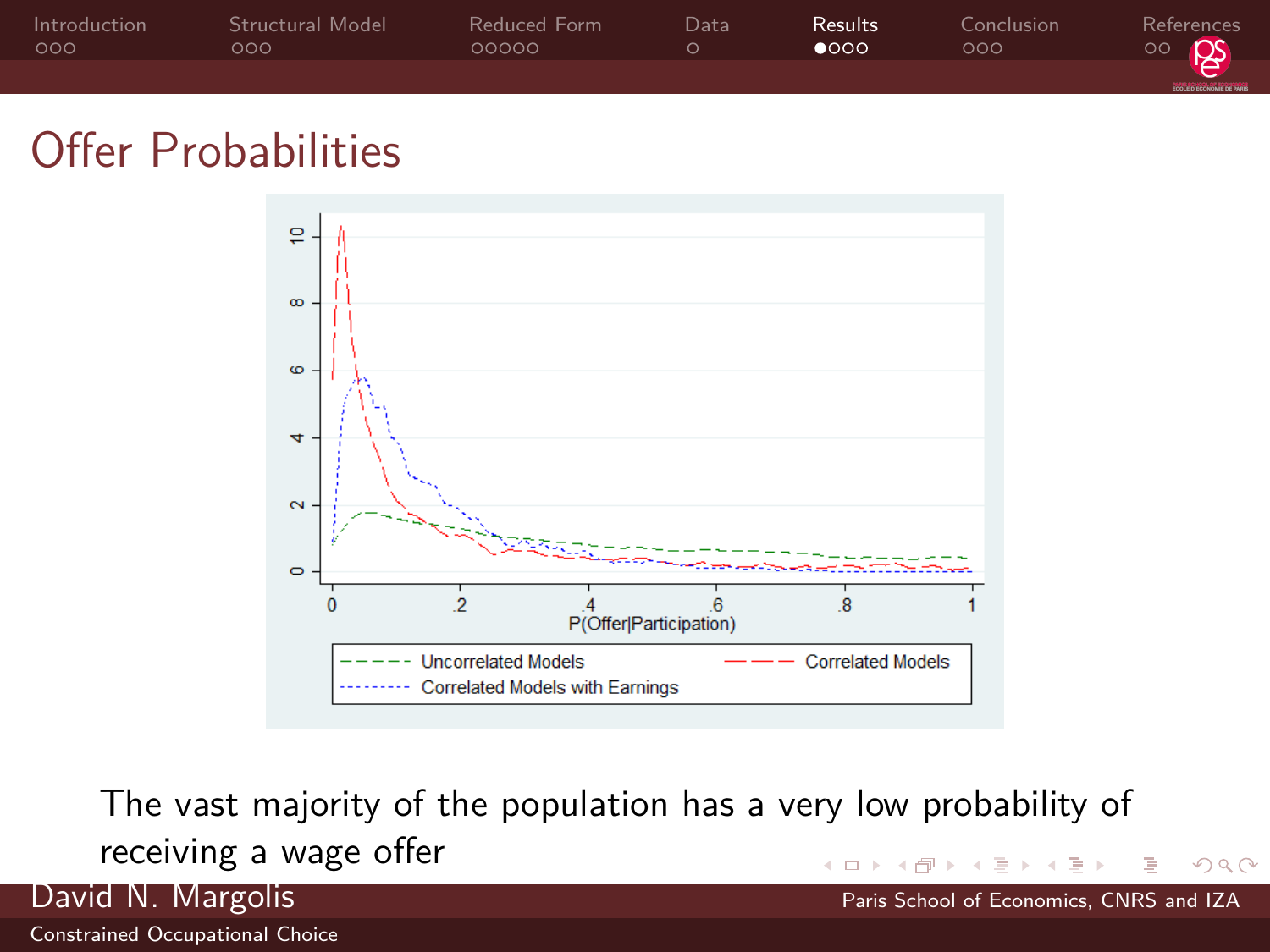## Offer Probabilities

The vast majority of the population has a very low probability of receiving a wage offer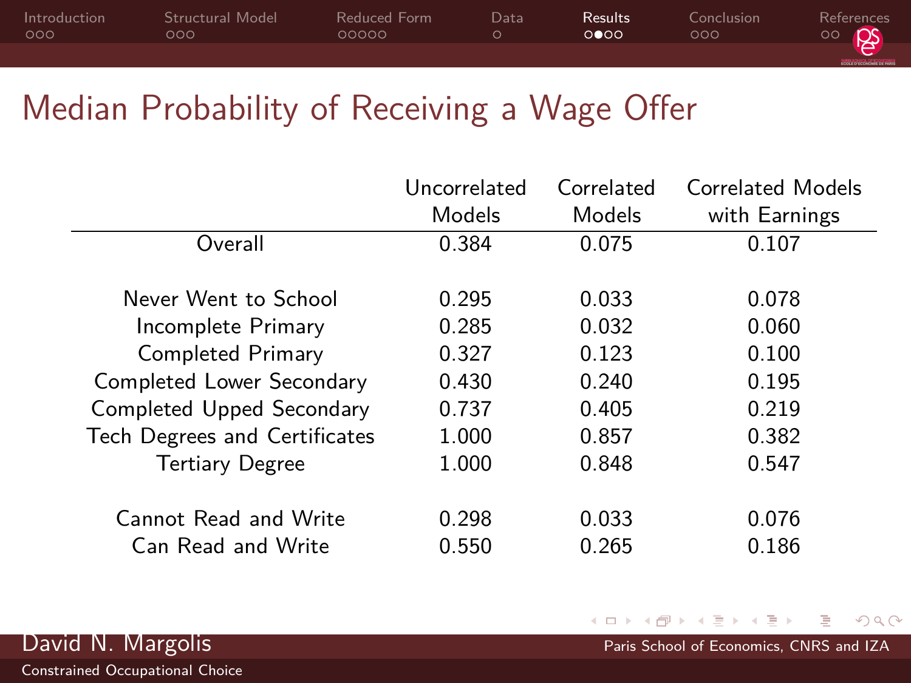# Median Probability of Receiving a Wage Offer

| | Uncorrelated Models | Correlated Models | Correlated Models with Earnings |
|---|---|---|---|
| Overall | 0.384 | 0.075 | 0.107 |
| | | | |
| Never Went to School | 0.295 | 0.033 | 0.078 |
| Incomplete Primary | 0.285 | 0.032 | 0.060 |
| Completed Primary | 0.327 | 0.123 | 0.100 |
| Completed Lower Secondary | 0.430 | 0.240 | 0.195 |
| Completed Upped Secondary | 0.737 | 0.405 | 0.219 |
| Tech Degrees and Certificates | 1.000 | 0.857 | 0.382 |
| Tertiary Degree | 1.000 | 0.848 | 0.547 |
| | | | |
| Cannot Read and Write | 0.298 | 0.033 | 0.076 |
| Can Read and Write | 0.550 | 0.265 | 0.186 |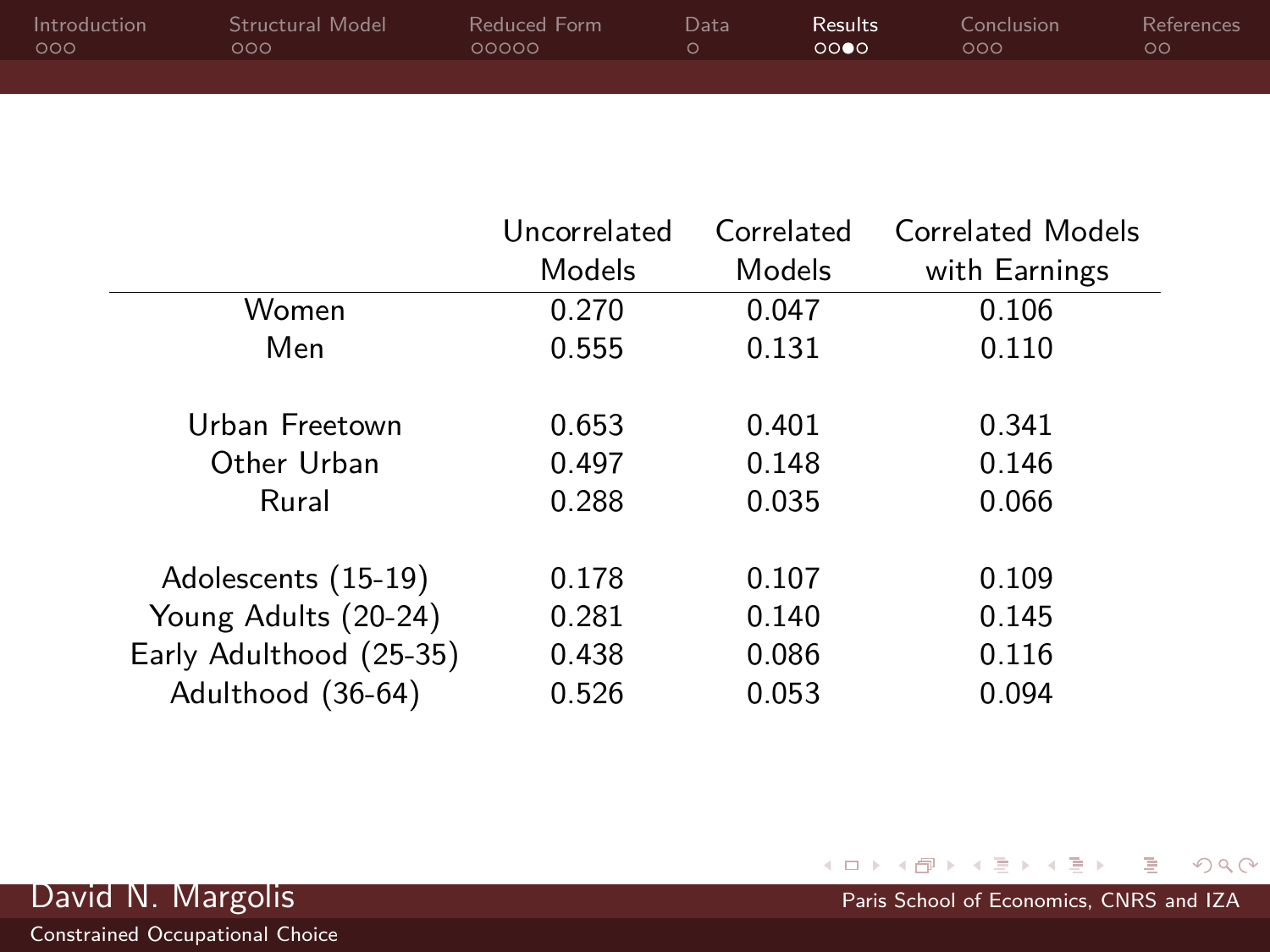| | Uncorrelated Models | Correlated Models | Correlated Models with Earnings |
|---|---|---|---|
| Women | 0.270 | 0.047 | 0.106 |
| Men | 0.555 | 0.131 | 0.110 |
| | | | |
| Urban Freetown | 0.653 | 0.401 | 0.341 |
| Other Urban | 0.497 | 0.148 | 0.146 |
| Rural | 0.288 | 0.035 | 0.066 |
| | | | |
| Adolescents (15-19) | 0.178 | 0.107 | 0.109 |
| Young Adults (20-24) | 0.281 | 0.140 | 0.145 |
| Early Adulthood (25-35) | 0.438 | 0.086 | 0.116 |
| Adulthood (36-64) | 0.526 | 0.053 | 0.094 |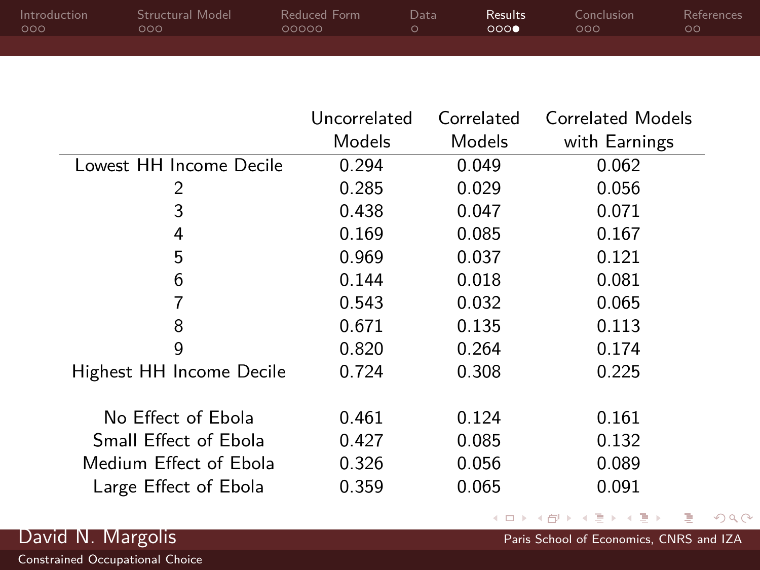| | Uncorrelated Models | Correlated Models | Correlated Models with Earnings |
|---|---|---|---|
| Lowest HH Income Decile | 0.294 | 0.049 | 0.062 |
| 2 | 0.285 | 0.029 | 0.056 |
| 3 | 0.438 | 0.047 | 0.071 |
| 4 | 0.169 | 0.085 | 0.167 |
| 5 | 0.969 | 0.037 | 0.121 |
| 6 | 0.144 | 0.018 | 0.081 |
| 7 | 0.543 | 0.032 | 0.065 |
| 8 | 0.671 | 0.135 | 0.113 |
| 9 | 0.820 | 0.264 | 0.174 |
| Highest HH Income Decile | 0.724 | 0.308 | 0.225 |
| | | | |
| No Effect of Ebola | 0.461 | 0.124 | 0.161 |
| Small Effect of Ebola | 0.427 | 0.085 | 0.132 |
| Medium Effect of Ebola | 0.326 | 0.056 | 0.089 |
| Large Effect of Ebola | 0.359 | 0.065 | 0.091 |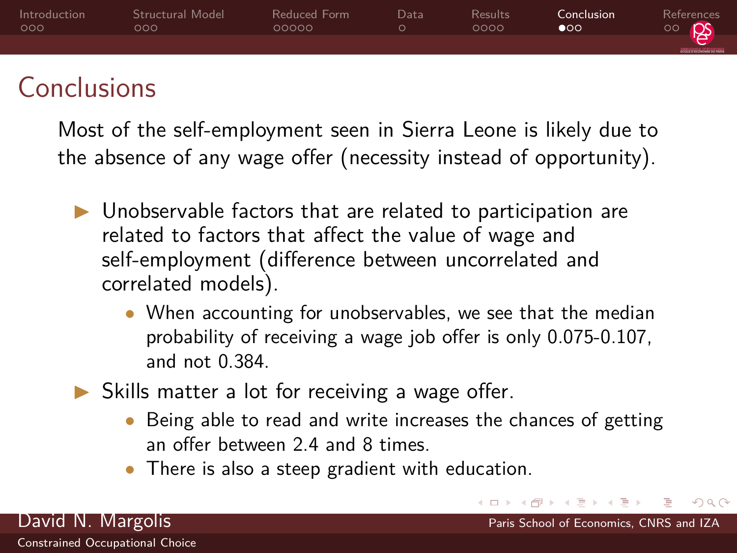# Conclusions

Most of the self-employment seen in Sierra Leone is likely due to the absence of any wage offer (necessity instead of opportunity).

- Unobservable factors that are related to participation are related to factors that affect the value of wage and self-employment (difference between uncorrelated and correlated models).
  - When accounting for unobservables, we see that the median probability of receiving a wage job offer is only 0.075-0.107, and not 0.384.
- Skills matter a lot for receiving a wage offer.
  - Being able to read and write increases the chances of getting an offer between 2.4 and 8 times.
  - There is also a steep gradient with education.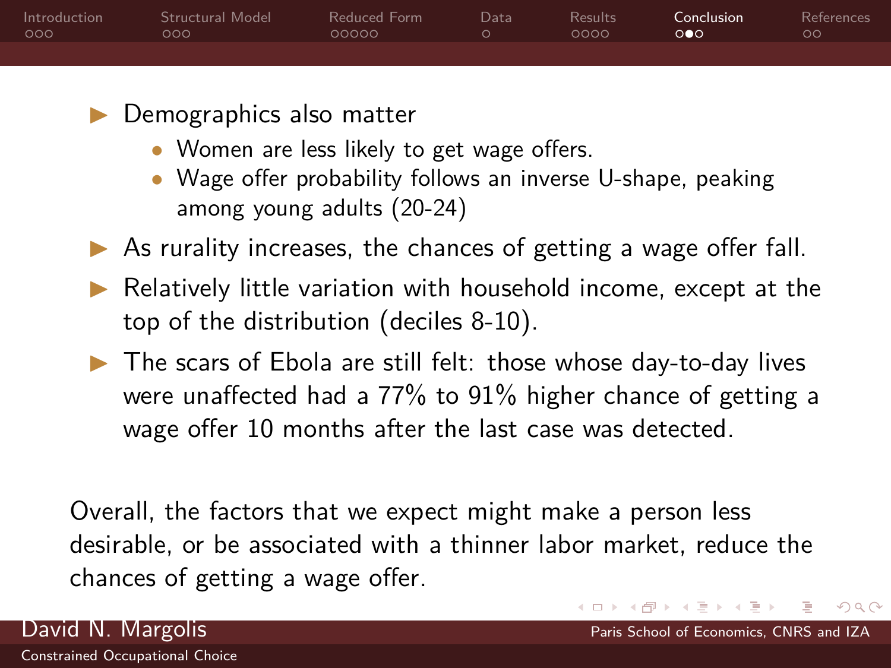- Demographics also matter
  - Women are less likely to get wage offers.
  - Wage offer probability follows an inverse U-shape, peaking among young adults (20-24)
- As rurality increases, the chances of getting a wage offer fall.
- Relatively little variation with household income, except at the top of the distribution (deciles 8-10).
- The scars of Ebola are still felt: those whose day-to-day lives were unaffected had a 77% to 91% higher chance of getting a wage offer 10 months after the last case was detected.

Overall, the factors that we expect might make a person less desirable, or be associated with a thinner labor market, reduce the chances of getting a wage offer.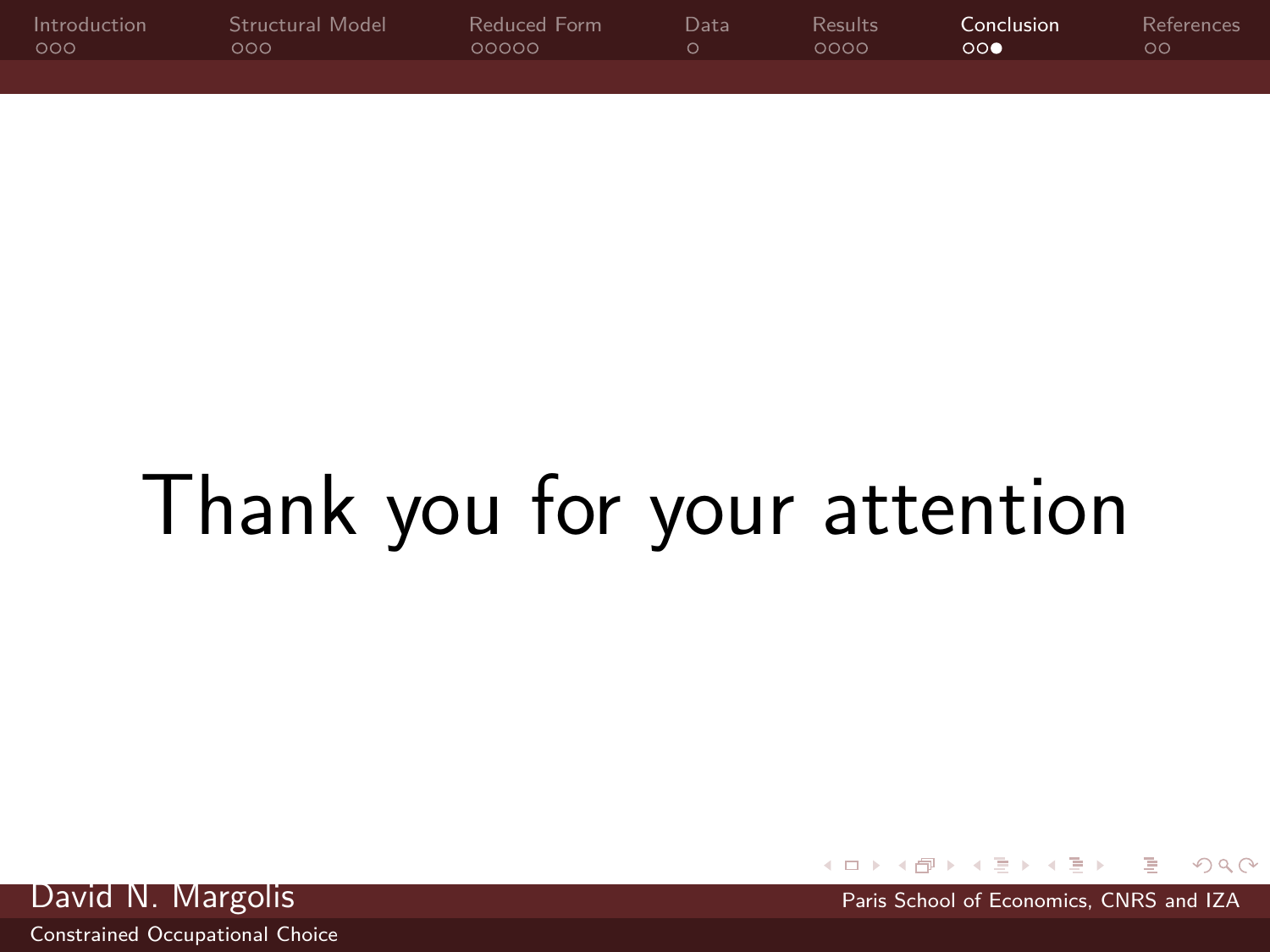Thank you for your attention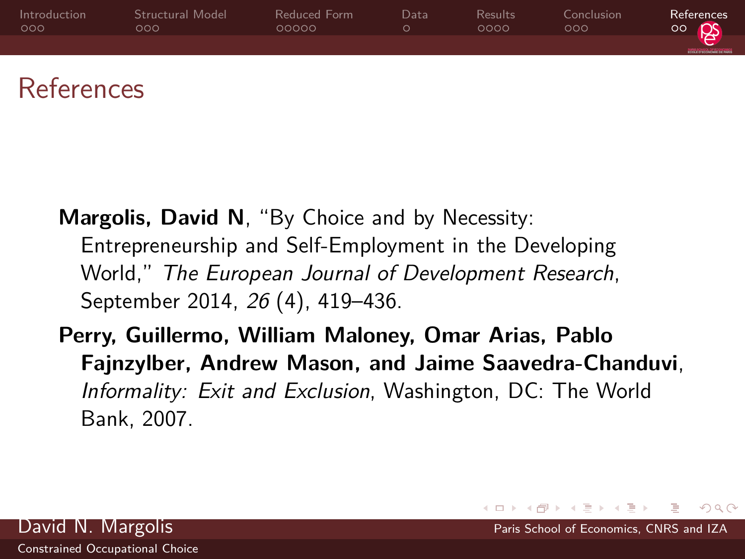# References

**Margolis, David N**, "By Choice and by Necessity: Entrepreneurship and Self-Employment in the Developing World," *The European Journal of Development Research*, September 2014, *26* (4), 419–436.

**Perry, Guillermo, William Maloney, Omar Arias, Pablo Fajnzylber, Andrew Mason, and Jaime Saavedra-Chanduvi**, *Informality: Exit and Exclusion*, Washington, DC: The World Bank, 2007.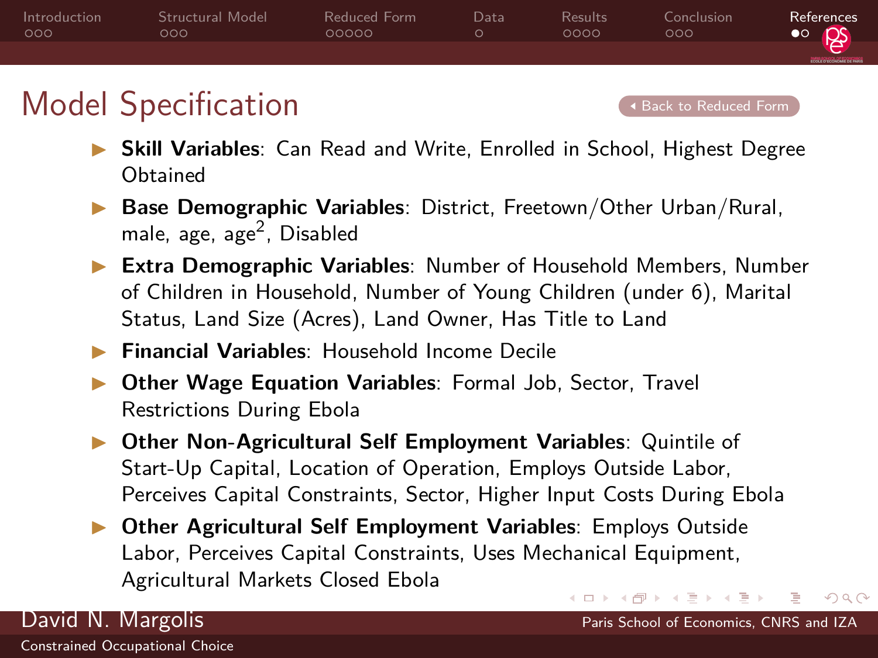# Model Specification

Back to Reduced Form

- **Skill Variables**: Can Read and Write, Enrolled in School, Highest Degree Obtained
- **Base Demographic Variables**: District, Freetown/Other Urban/Rural, male, age, age$^2$, Disabled
- **Extra Demographic Variables**: Number of Household Members, Number of Children in Household, Number of Young Children (under 6), Marital Status, Land Size (Acres), Land Owner, Has Title to Land
- **Financial Variables**: Household Income Decile
- **Other Wage Equation Variables**: Formal Job, Sector, Travel Restrictions During Ebola
- **Other Non-Agricultural Self Employment Variables**: Quintile of Start-Up Capital, Location of Operation, Employs Outside Labor, Perceives Capital Constraints, Sector, Higher Input Costs During Ebola
- **Other Agricultural Self Employment Variables**: Employs Outside Labor, Perceives Capital Constraints, Uses Mechanical Equipment, Agricultural Markets Closed Ebola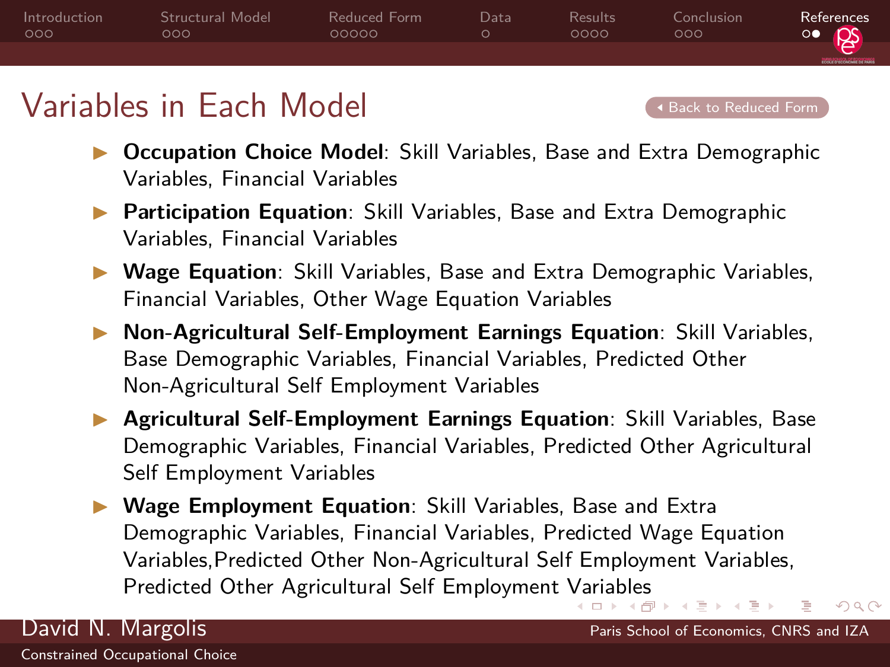# Variables in Each Model

Back to Reduced Form

- **Occupation Choice Model**: Skill Variables, Base and Extra Demographic Variables, Financial Variables
- **Participation Equation**: Skill Variables, Base and Extra Demographic Variables, Financial Variables
- **Wage Equation**: Skill Variables, Base and Extra Demographic Variables, Financial Variables, Other Wage Equation Variables
- **Non-Agricultural Self-Employment Earnings Equation**: Skill Variables, Base Demographic Variables, Financial Variables, Predicted Other Non-Agricultural Self Employment Variables
- **Agricultural Self-Employment Earnings Equation**: Skill Variables, Base Demographic Variables, Financial Variables, Predicted Other Agricultural Self Employment Variables
- **Wage Employment Equation**: Skill Variables, Base and Extra Demographic Variables, Financial Variables, Predicted Wage Equation Variables,Predicted Other Non-Agricultural Self Employment Variables, Predicted Other Agricultural Self Employment Variables